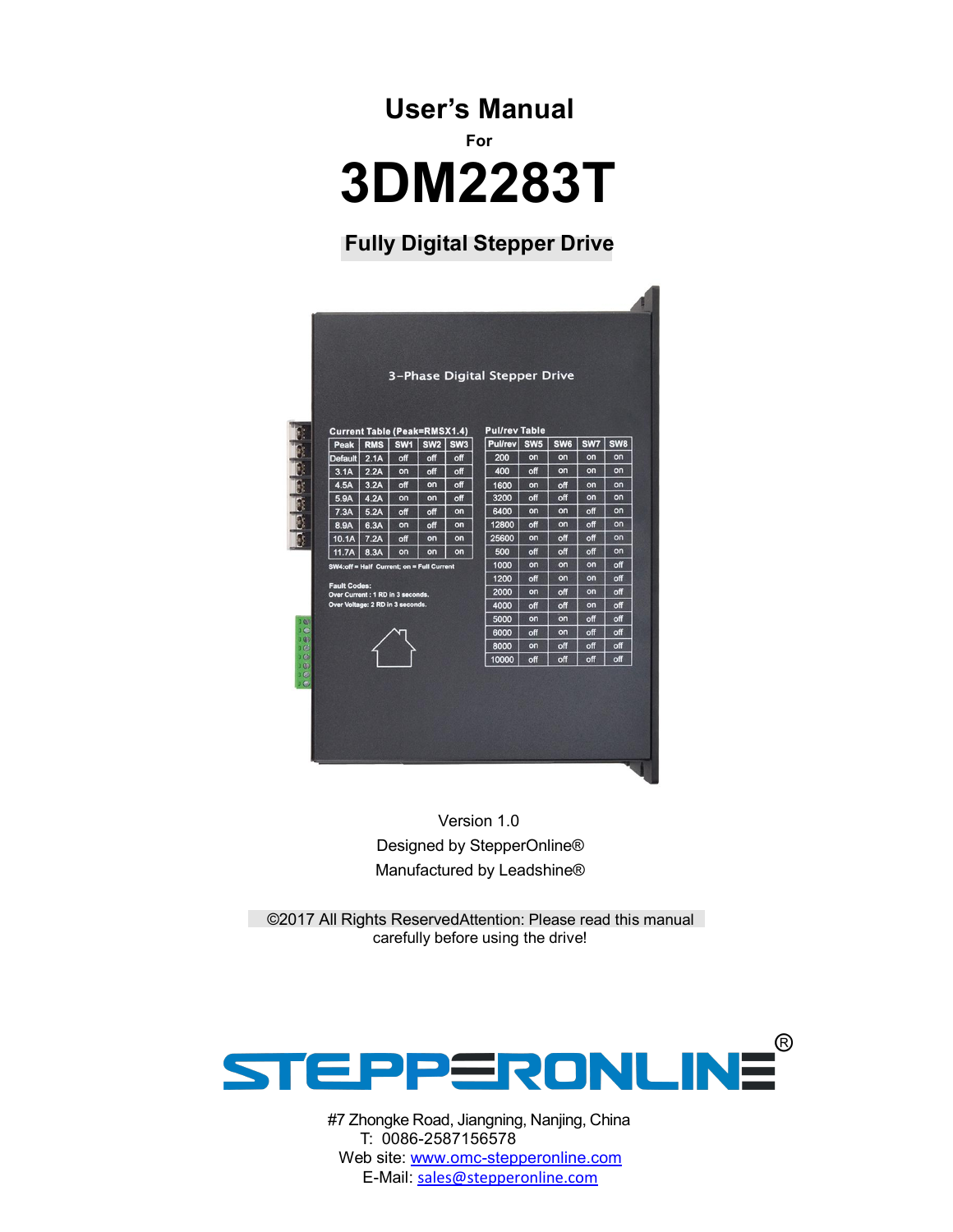# User's Manual

For

# 3DM2283T

## Fully Digital Stepper Drive

Version 1.0

Designed by StepperOnline®

Manufactured by Leadshine®

©2017 All Rights ReservedAttention: Please read this manual carefully before using the drive!

#7 Zhongke Road, Jiangning, Nanjing, China

T: 0086-2587156578

Web site: www.omc-stepperonline.com

E-Mail: sales@stepperonline.com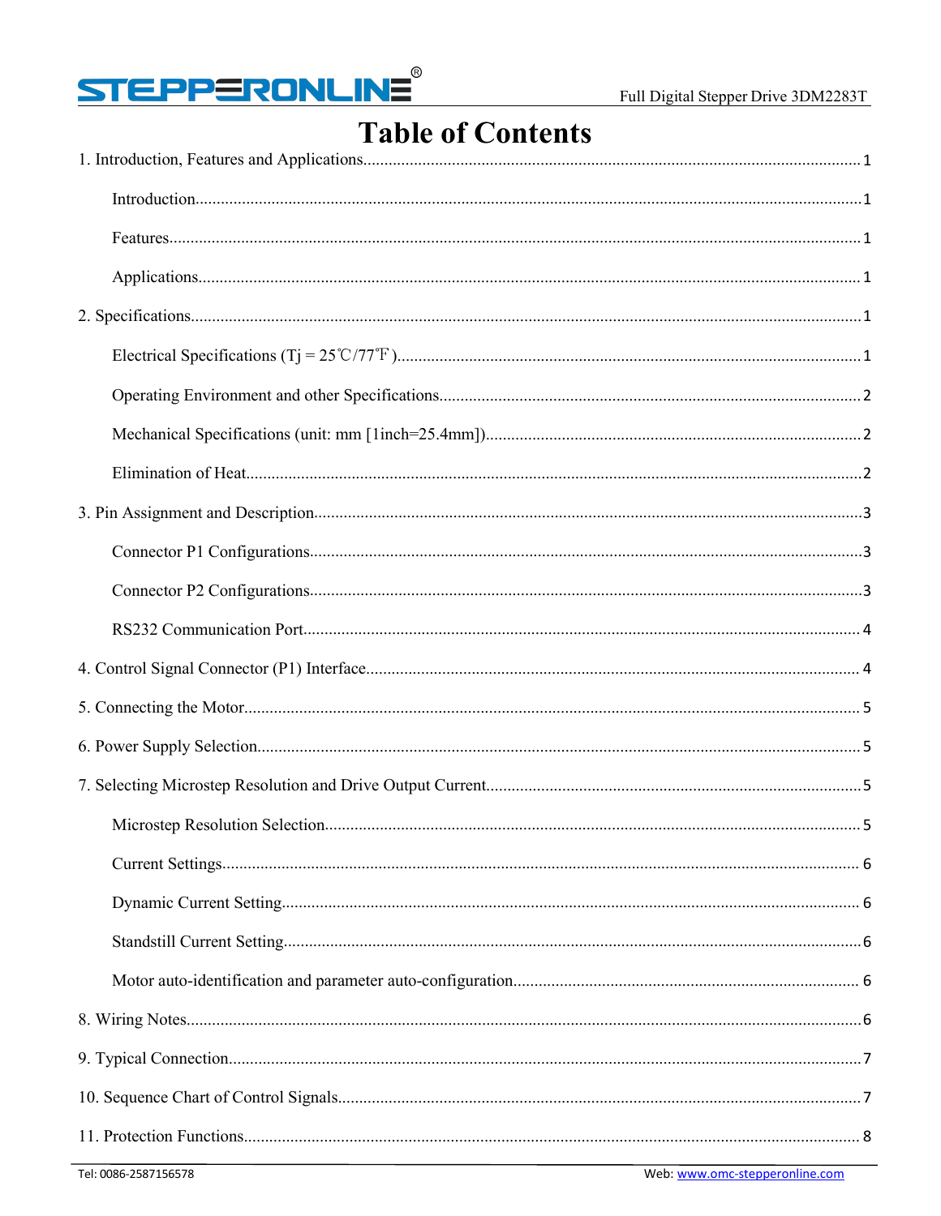# Table of Contents

1. Introduction, Features and Applications....................1
    - Introduction....................1
    - Features....................1
    - Applications....................1
2. Specifications....................1
    - Electrical Specifications (Tj = 25℃/77℉)....................1
    - Operating Environment and other Specifications....................2
    - Mechanical Specifications (unit: mm [1inch=25.4mm])....................2
    - Elimination of Heat....................2
3. Pin Assignment and Description....................3
    - Connector P1 Configurations....................3
    - Connector P2 Configurations....................3
    - RS232 Communication Port....................4
4. Control Signal Connector (P1) Interface....................4
5. Connecting the Motor....................5
6. Power Supply Selection....................5
7. Selecting Microstep Resolution and Drive Output Current....................5
    - Microstep Resolution Selection....................5
    - Current Settings....................6
    - Dynamic Current Setting....................6
    - Standstill Current Setting....................6
    - Motor auto-identification and parameter auto-configuration....................6
8. Wiring Notes....................6
9. Typical Connection....................7
10. Sequence Chart of Control Signals....................7
11. Protection Functions....................8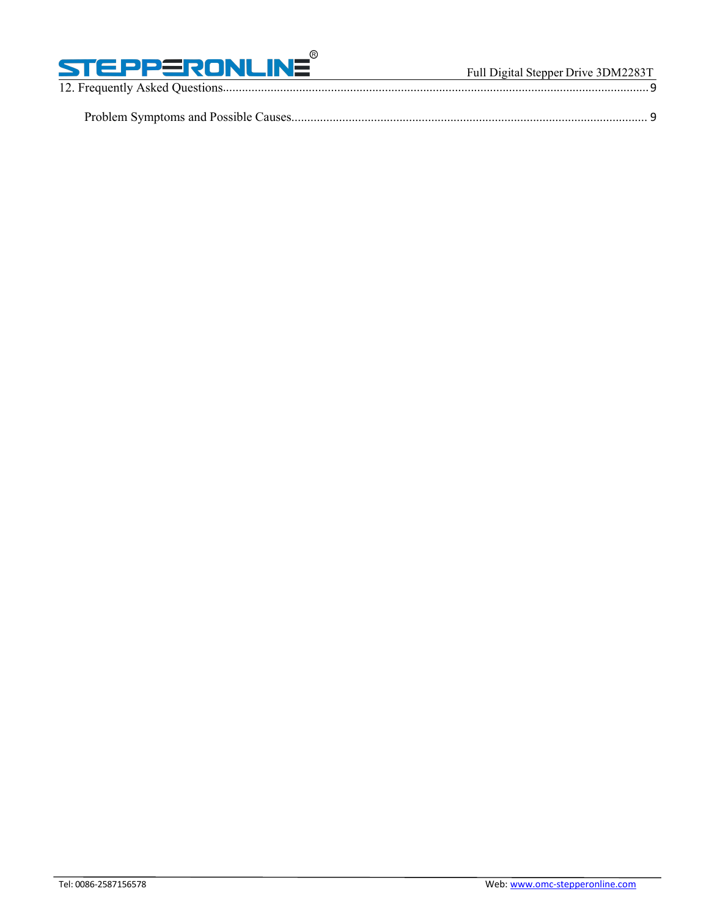12. Frequently Asked Questions....................................................................................................................................9

Problem Symptoms and Possible Causes............................................................................................................... 9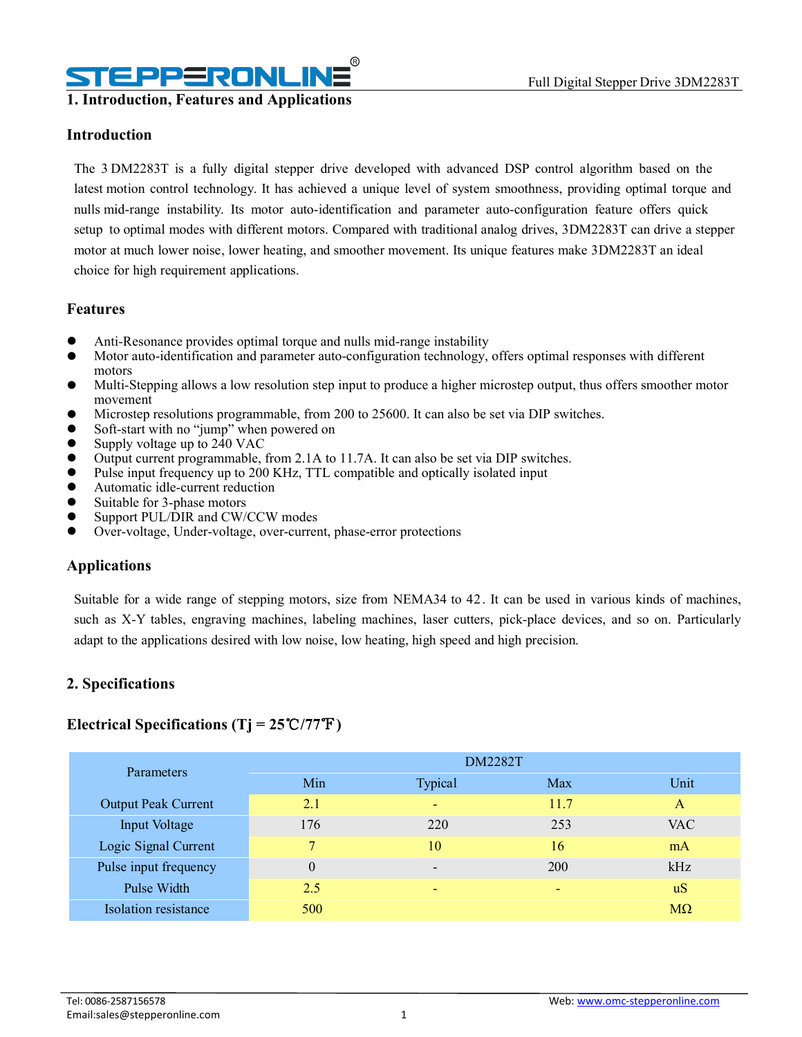# 1. Introduction, Features and Applications

## Introduction

The 3 DM2283T is a fully digital stepper drive developed with advanced DSP control algorithm based on the latest motion control technology. It has achieved a unique level of system smoothness, providing optimal torque and nulls mid-range instability. Its motor auto-identification and parameter auto-configuration feature offers quick setup to optimal modes with different motors. Compared with traditional analog drives, 3DM2283T can drive a stepper motor at much lower noise, lower heating, and smoother movement. Its unique features make 3DM2283T an ideal choice for high requirement applications.

## Features

- Anti-Resonance provides optimal torque and nulls mid-range instability
- Motor auto-identification and parameter auto-configuration technology, offers optimal responses with different motors
- Multi-Stepping allows a low resolution step input to produce a higher microstep output, thus offers smoother motor movement
- Microstep resolutions programmable, from 200 to 25600. It can also be set via DIP switches.
- Soft-start with no "jump" when powered on
- Supply voltage up to 240 VAC
- Output current programmable, from 2.1A to 11.7A. It can also be set via DIP switches.
- Pulse input frequency up to 200 KHz, TTL compatible and optically isolated input
- Automatic idle-current reduction
- Suitable for 3-phase motors
- Support PUL/DIR and CW/CCW modes
- Over-voltage, Under-voltage, over-current, phase-error protections

## Applications

Suitable for a wide range of stepping motors, size from NEMA34 to 42. It can be used in various kinds of machines, such as X-Y tables, engraving machines, labeling machines, laser cutters, pick-place devices, and so on. Particularly adapt to the applications desired with low noise, low heating, high speed and high precision.

# 2. Specifications

## Electrical Specifications (Tj = 25℃/77℉)

| Parameters | DM2282T | | | |
|---|---|---|---|---|
| | Min | Typical | Max | Unit |
| Output Peak Current | 2.1 | - | 11.7 | A |
| Input Voltage | 176 | 220 | 253 | VAC |
| Logic Signal Current | 7 | 10 | 16 | mA |
| Pulse input frequency | 0 | - | 200 | kHz |
| Pulse Width | 2.5 | - | - | uS |
| Isolation resistance | 500 | | | MΩ |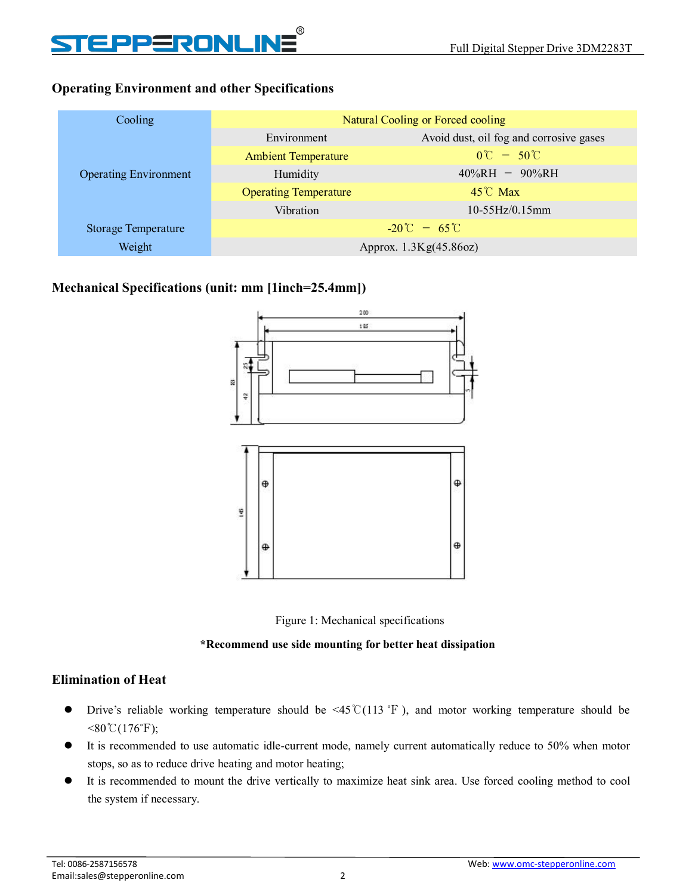## Operating Environment and other Specifications

| Cooling | Natural Cooling or Forced cooling | |
|---|---|---|
| Operating Environment | Environment | Avoid dust, oil fog and corrosive gases |
| | Ambient Temperature | 0℃ － 50℃ |
| | Humidity | 40%RH － 90%RH |
| | Operating Temperature | 45℃ Max |
| | Vibration | 10-55Hz/0.15mm |
| Storage Temperature | -20℃ － 65℃ | |
| Weight | Approx. 1.3Kg(45.86oz) | |

## Mechanical Specifications (unit: mm [1inch=25.4mm])

Figure 1: Mechanical specifications

**\*Recommend use side mounting for better heat dissipation**

## Elimination of Heat

- Drive's reliable working temperature should be <45℃(113 ˚F ), and motor working temperature should be <80℃(176˚F);
- It is recommended to use automatic idle-current mode, namely current automatically reduce to 50% when motor stops, so as to reduce drive heating and motor heating;
- It is recommended to mount the drive vertically to maximize heat sink area. Use forced cooling method to cool the system if necessary.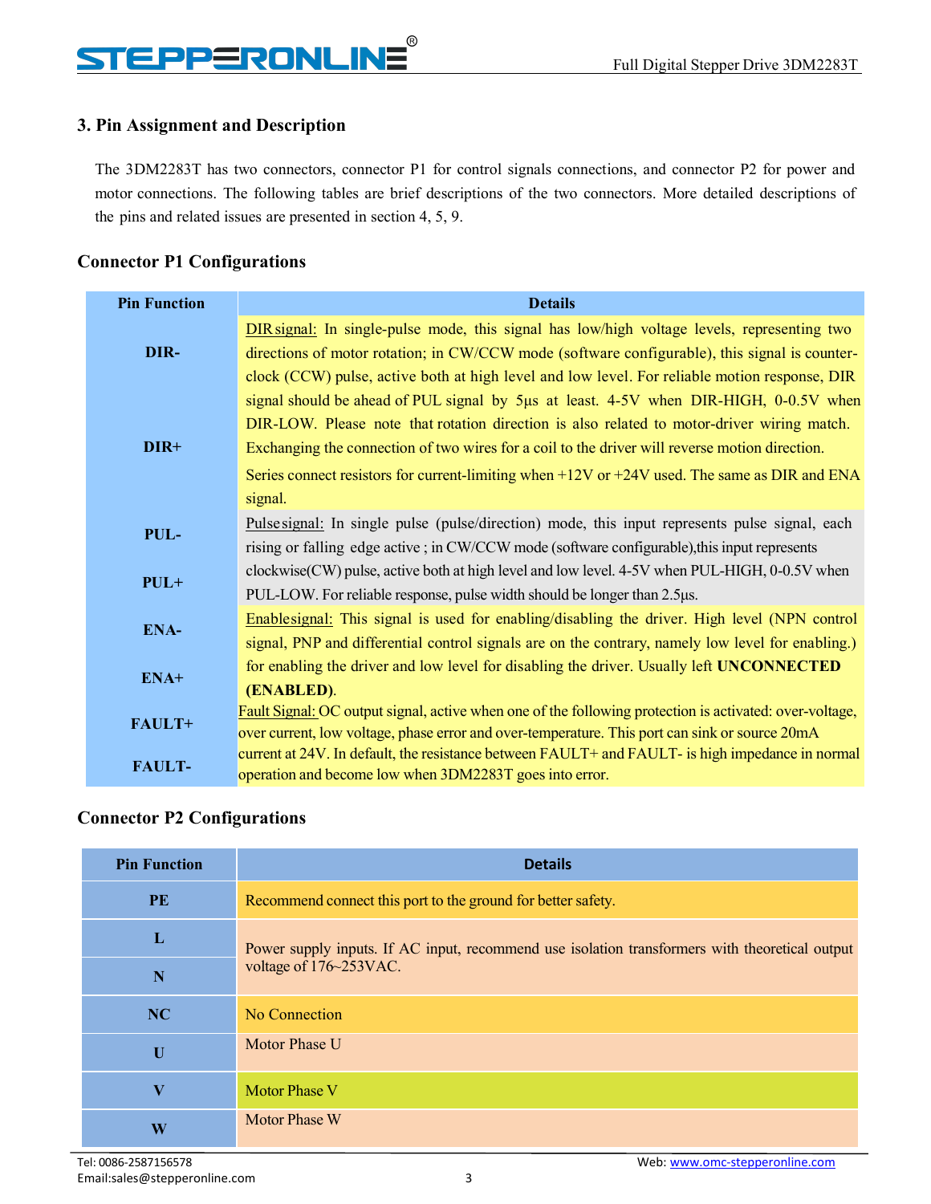## 3. Pin Assignment and Description

The 3DM2283T has two connectors, connector P1 for control signals connections, and connector P2 for power and motor connections. The following tables are brief descriptions of the two connectors. More detailed descriptions of the pins and related issues are presented in section 4, 5, 9.

### Connector P1 Configurations

| Pin Function | Details |
|---|---|
| DIR-<br>DIR+ | DIR signal: In single-pulse mode, this signal has low/high voltage levels, representing two directions of motor rotation; in CW/CCW mode (software configurable), this signal is counter-clock (CCW) pulse, active both at high level and low level. For reliable motion response, DIR signal should be ahead of PUL signal by 5μs at least. 4-5V when DIR-HIGH, 0-0.5V when DIR-LOW. Please note that rotation direction is also related to motor-driver wiring match. Exchanging the connection of two wires for a coil to the driver will reverse motion direction.<br>Series connect resistors for current-limiting when +12V or +24V used. The same as DIR and ENA signal. |
| PUL-<br>PUL+ | Pulse signal: In single pulse (pulse/direction) mode, this input represents pulse signal, each rising or falling edge active ; in CW/CCW mode (software configurable),this input represents clockwise(CW) pulse, active both at high level and low level. 4-5V when PUL-HIGH, 0-0.5V when PUL-LOW. For reliable response, pulse width should be longer than 2.5μs. |
| ENA-<br>ENA+ | Enable signal: This signal is used for enabling/disabling the driver. High level (NPN control signal, PNP and differential control signals are on the contrary, namely low level for enabling.) for enabling the driver and low level for disabling the driver. Usually left **UNCONNECTED (ENABLED)**. |
| FAULT+<br>FAULT- | Fault Signal: OC output signal, active when one of the following protection is activated: over-voltage, over current, low voltage, phase error and over-temperature. This port can sink or source 20mA current at 24V. In default, the resistance between FAULT+ and FAULT- is high impedance in normal operation and become low when 3DM2283T goes into error. |

### Connector P2 Configurations

| Pin Function | Details |
|---|---|
| PE | Recommend connect this port to the ground for better safety. |
| L<br>N | Power supply inputs. If AC input, recommend use isolation transformers with theoretical output voltage of 176~253VAC. |
| NC | No Connection |
| U | Motor Phase U |
| V | Motor Phase V |
| W | Motor Phase W |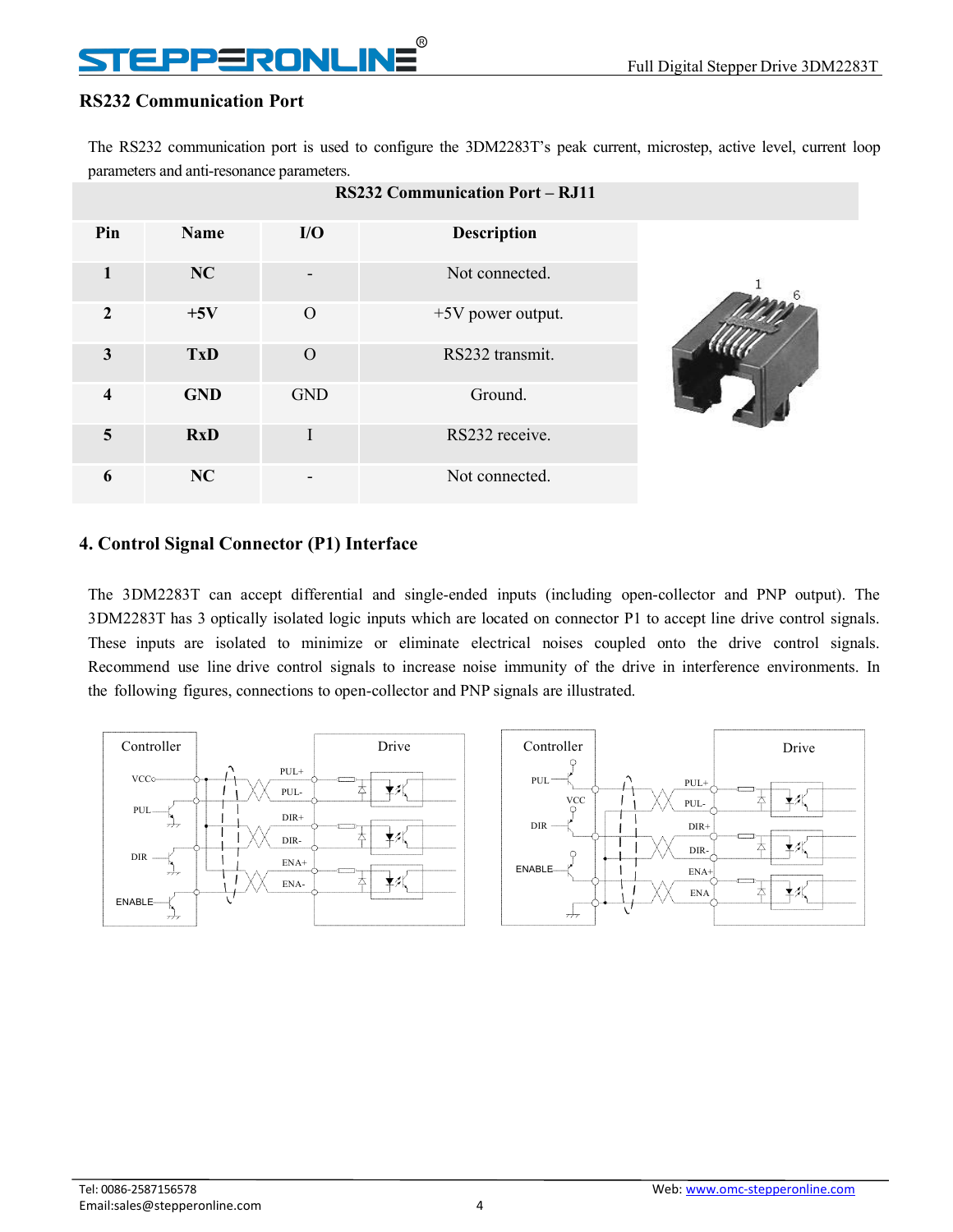## RS232 Communication Port

The RS232 communication port is used to configure the 3DM2283T's peak current, microstep, active level, current loop parameters and anti-resonance parameters.

**RS232 Communication Port – RJ11**

| Pin | Name | I/O | Description |
|---|---|---|---|
| **1** | **NC** | - | Not connected. |
| **2** | **+5V** | O | +5V power output. |
| **3** | **TxD** | O | RS232 transmit. |
| **4** | **GND** | GND | Ground. |
| **5** | **RxD** | I | RS232 receive. |
| **6** | **NC** | - | Not connected. |

## 4. Control Signal Connector (P1) Interface

The 3DM2283T can accept differential and single-ended inputs (including open-collector and PNP output). The 3DM2283T has 3 optically isolated logic inputs which are located on connector P1 to accept line drive control signals. These inputs are isolated to minimize or eliminate electrical noises coupled onto the drive control signals. Recommend use line drive control signals to increase noise immunity of the drive in interference environments. In the following figures, connections to open-collector and PNP signals are illustrated.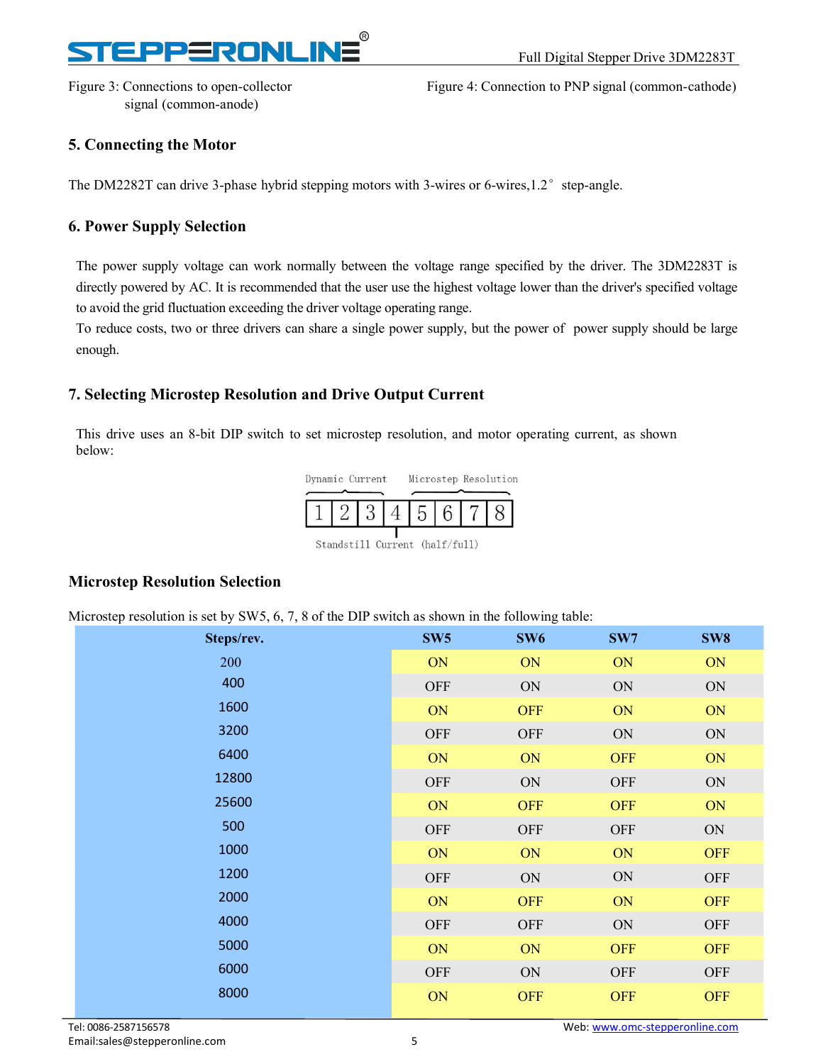Figure 3: Connections to open-collector signal (common-anode)

Figure 4: Connection to PNP signal (common-cathode)

## 5. Connecting the Motor

The DM2282T can drive 3-phase hybrid stepping motors with 3-wires or 6-wires,1.2° step-angle.

## 6. Power Supply Selection

The power supply voltage can work normally between the voltage range specified by the driver. The 3DM2283T is directly powered by AC. It is recommended that the user use the highest voltage lower than the driver's specified voltage to avoid the grid fluctuation exceeding the driver voltage operating range.

To reduce costs, two or three drivers can share a single power supply, but the power of power supply should be large enough.

## 7. Selecting Microstep Resolution and Drive Output Current

This drive uses an 8-bit DIP switch to set microstep resolution, and motor operating current, as shown below:

Dynamic Current (SW1–3) | Standstill Current (half/full) (SW4) | Microstep Resolution (SW5–8)

| 1 | 2 | 3 | 4 | 5 | 6 | 7 | 8 |
|---|---|---|---|---|---|---|---|

### Microstep Resolution Selection

Microstep resolution is set by SW5, 6, 7, 8 of the DIP switch as shown in the following table:

| Steps/rev. | SW5 | SW6 | SW7 | SW8 |
|---|---|---|---|---|
| 200 | ON | ON | ON | ON |
| 400 | OFF | ON | ON | ON |
| 1600 | ON | OFF | ON | ON |
| 3200 | OFF | OFF | ON | ON |
| 6400 | ON | ON | OFF | ON |
| 12800 | OFF | ON | OFF | ON |
| 25600 | ON | OFF | OFF | ON |
| 500 | OFF | OFF | OFF | ON |
| 1000 | ON | ON | ON | OFF |
| 1200 | OFF | ON | ON | OFF |
| 2000 | ON | OFF | ON | OFF |
| 4000 | OFF | OFF | ON | OFF |
| 5000 | ON | ON | OFF | OFF |
| 6000 | OFF | ON | OFF | OFF |
| 8000 | ON | OFF | OFF | OFF |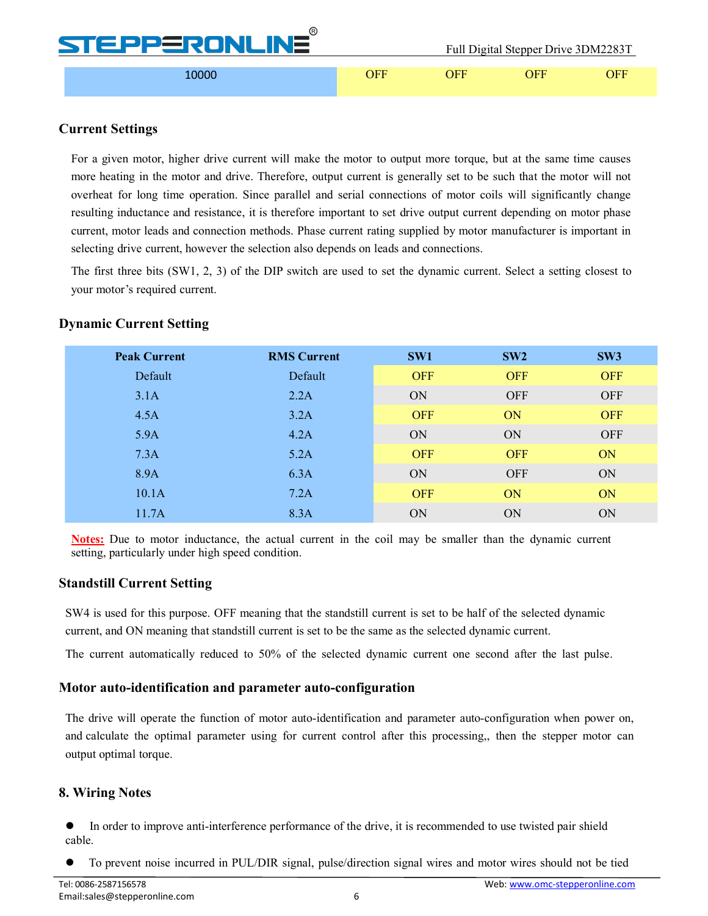| 10000 | OFF | OFF | OFF | OFF |
|---|---|---|---|---|

### Current Settings

For a given motor, higher drive current will make the motor to output more torque, but at the same time causes more heating in the motor and drive. Therefore, output current is generally set to be such that the motor will not overheat for long time operation. Since parallel and serial connections of motor coils will significantly change resulting inductance and resistance, it is therefore important to set drive output current depending on motor phase current, motor leads and connection methods. Phase current rating supplied by motor manufacturer is important in selecting drive current, however the selection also depends on leads and connections.

The first three bits (SW1, 2, 3) of the DIP switch are used to set the dynamic current. Select a setting closest to your motor's required current.

### Dynamic Current Setting

| Peak Current | RMS Current | SW1 | SW2 | SW3 |
|---|---|---|---|---|
| Default | Default | OFF | OFF | OFF |
| 3.1A | 2.2A | ON | OFF | OFF |
| 4.5A | 3.2A | OFF | ON | OFF |
| 5.9A | 4.2A | ON | ON | OFF |
| 7.3A | 5.2A | OFF | OFF | ON |
| 8.9A | 6.3A | ON | OFF | ON |
| 10.1A | 7.2A | OFF | ON | ON |
| 11.7A | 8.3A | ON | ON | ON |

**Notes:** Due to motor inductance, the actual current in the coil may be smaller than the dynamic current setting, particularly under high speed condition.

### Standstill Current Setting

SW4 is used for this purpose. OFF meaning that the standstill current is set to be half of the selected dynamic current, and ON meaning that standstill current is set to be the same as the selected dynamic current.

The current automatically reduced to 50% of the selected dynamic current one second after the last pulse.

### Motor auto-identification and parameter auto-configuration

The drive will operate the function of motor auto-identification and parameter auto-configuration when power on, and calculate the optimal parameter using for current control after this processing,, then the stepper motor can output optimal torque.

## 8. Wiring Notes

- In order to improve anti-interference performance of the drive, it is recommended to use twisted pair shield cable.
- To prevent noise incurred in PUL/DIR signal, pulse/direction signal wires and motor wires should not be tied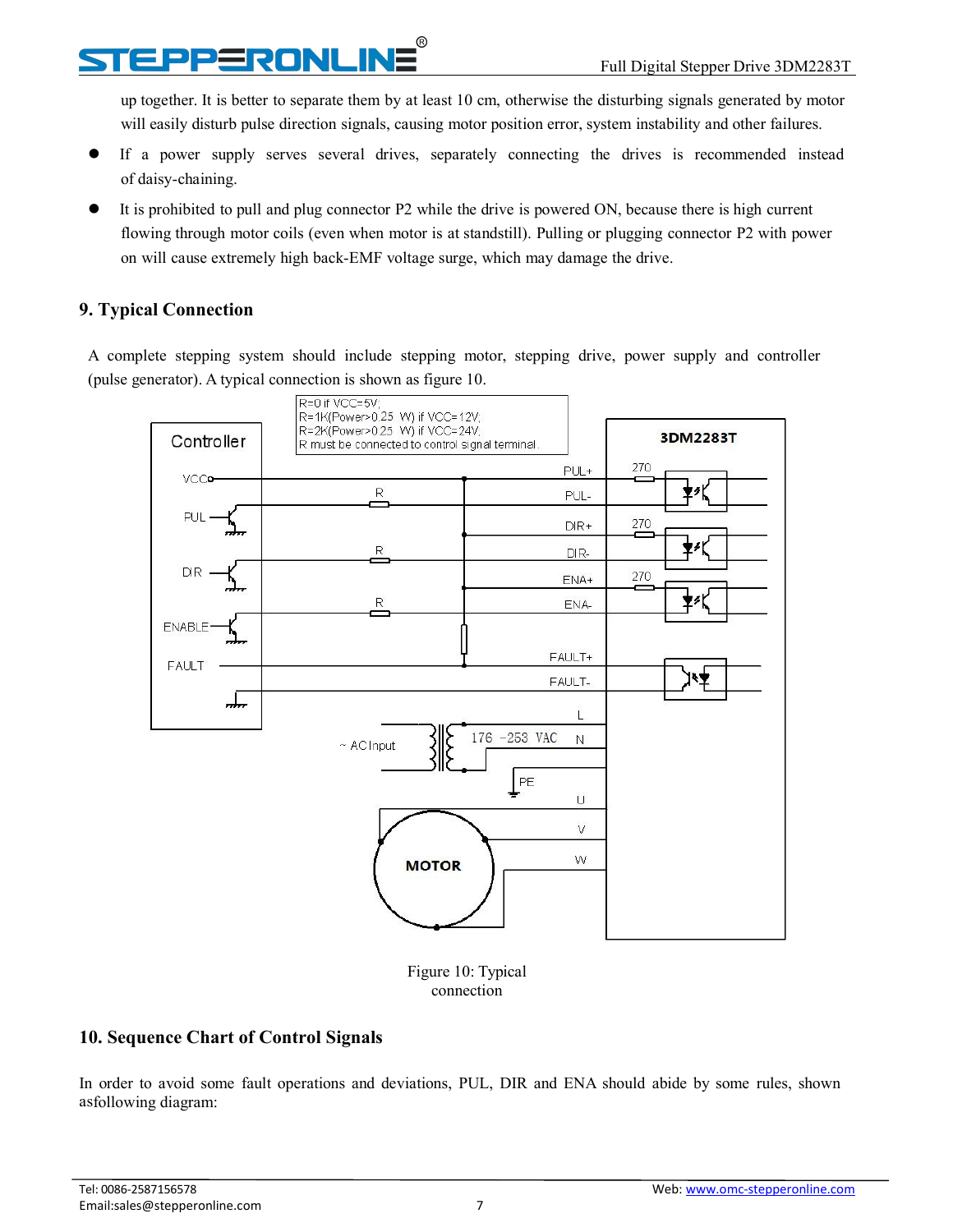up together. It is better to separate them by at least 10 cm, otherwise the disturbing signals generated by motor will easily disturb pulse direction signals, causing motor position error, system instability and other failures.

- If a power supply serves several drives, separately connecting the drives is recommended instead of daisy-chaining.
- It is prohibited to pull and plug connector P2 while the drive is powered ON, because there is high current flowing through motor coils (even when motor is at standstill). Pulling or plugging connector P2 with power on will cause extremely high back-EMF voltage surge, which may damage the drive.

## 9. Typical Connection

A complete stepping system should include stepping motor, stepping drive, power supply and controller (pulse generator). A typical connection is shown as figure 10.

Figure 10: Typical connection

## 10. Sequence Chart of Control Signals

In order to avoid some fault operations and deviations, PUL, DIR and ENA should abide by some rules, shown asfollowing diagram: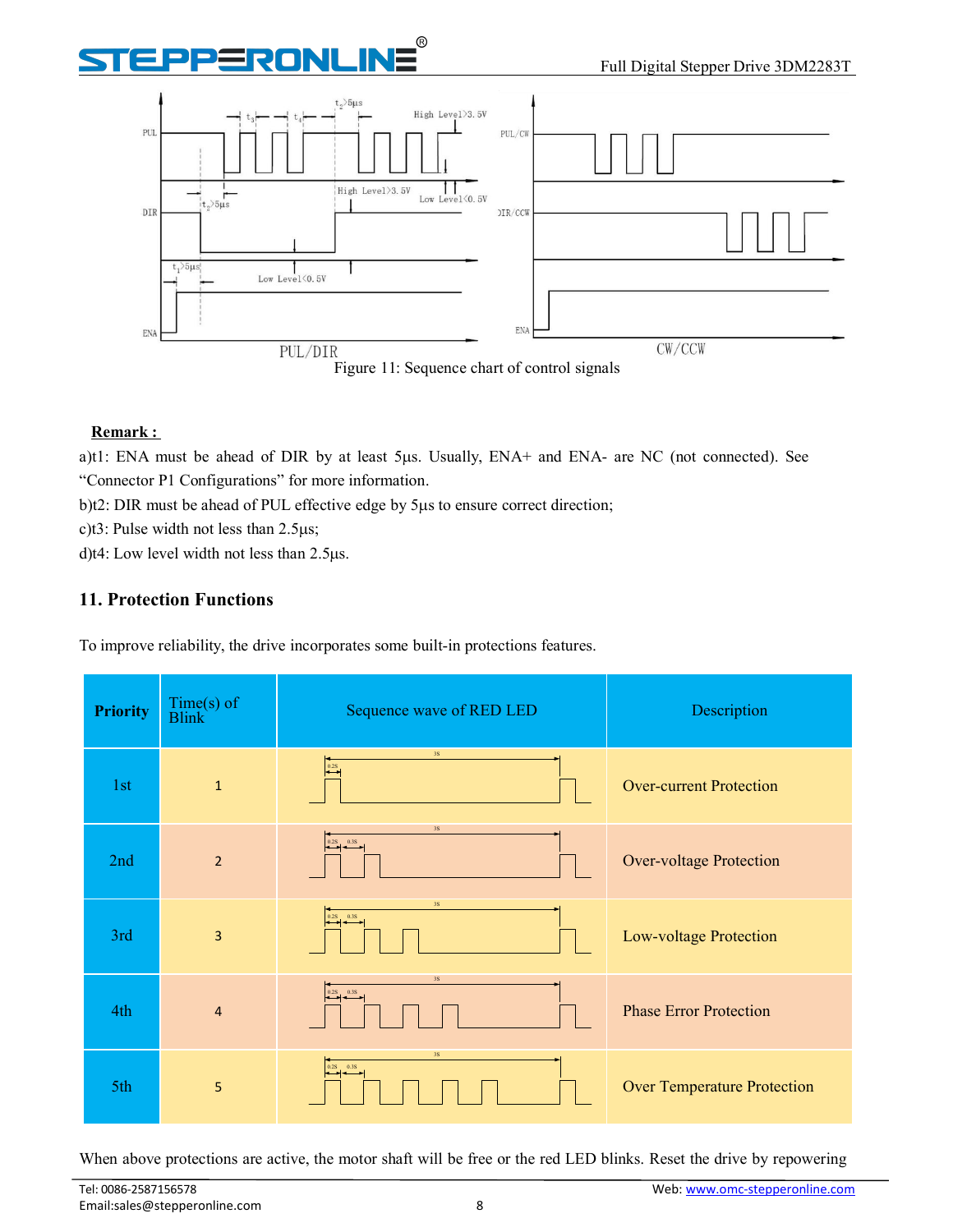Figure 11: Sequence chart of control signals

**Remark :**

a)t1: ENA must be ahead of DIR by at least 5μs. Usually, ENA+ and ENA- are NC (not connected). See "Connector P1 Configurations" for more information.

b)t2: DIR must be ahead of PUL effective edge by 5μs to ensure correct direction;

c)t3: Pulse width not less than 2.5μs;

d)t4: Low level width not less than 2.5μs.

## 11. Protection Functions

To improve reliability, the drive incorporates some built-in protections features.

| Priority | Time(s) of Blink | Sequence wave of RED LED | Description |
|---|---|---|---|
| 1st | 1 | | Over-current Protection |
| 2nd | 2 | | Over-voltage Protection |
| 3rd | 3 | | Low-voltage Protection |
| 4th | 4 | | Phase Error Protection |
| 5th | 5 | | Over Temperature Protection |

When above protections are active, the motor shaft will be free or the red LED blinks. Reset the drive by repowering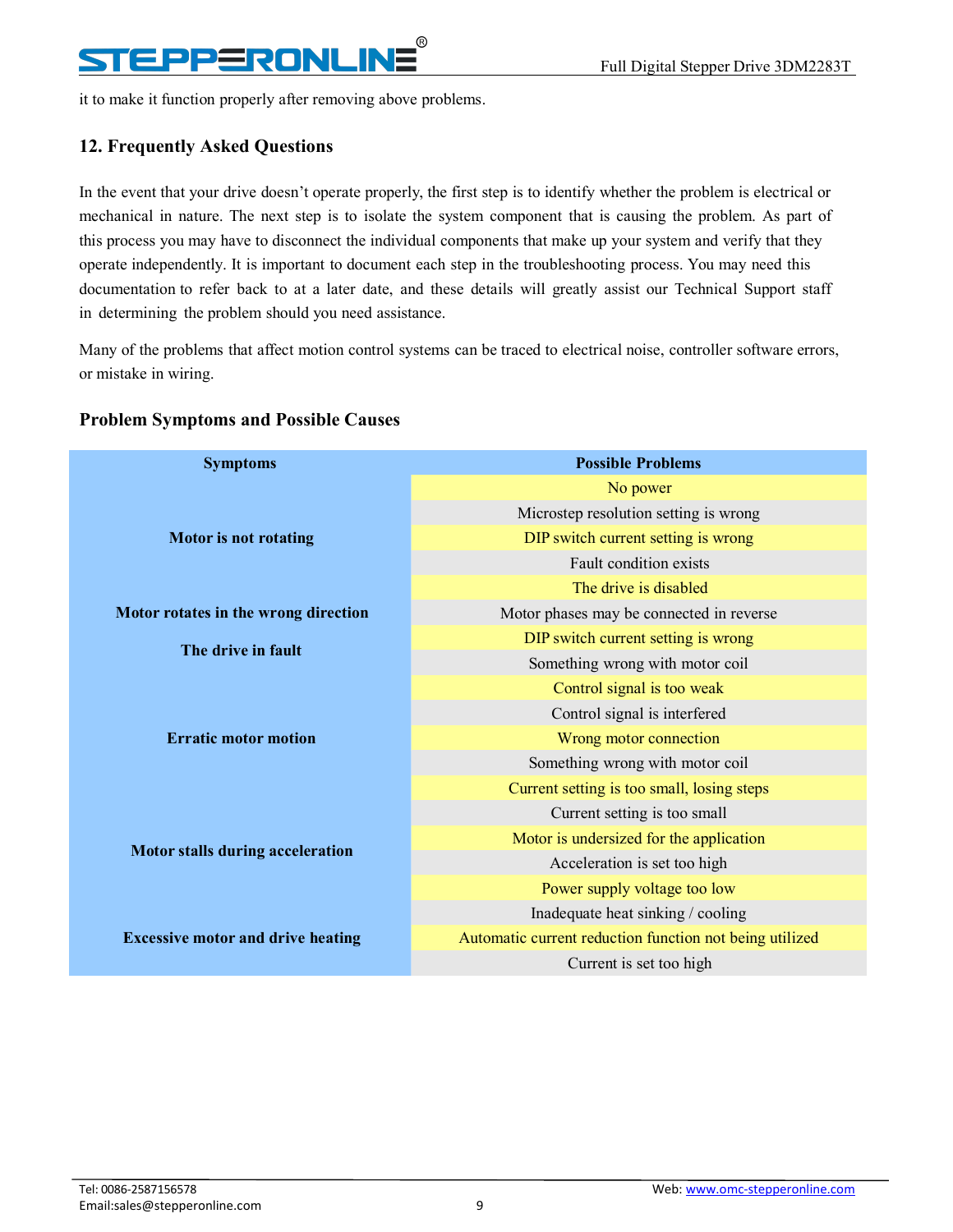it to make it function properly after removing above problems.

## 12. Frequently Asked Questions

In the event that your drive doesn't operate properly, the first step is to identify whether the problem is electrical or mechanical in nature. The next step is to isolate the system component that is causing the problem. As part of this process you may have to disconnect the individual components that make up your system and verify that they operate independently. It is important to document each step in the troubleshooting process. You may need this documentation to refer back to at a later date, and these details will greatly assist our Technical Support staff in determining the problem should you need assistance.

Many of the problems that affect motion control systems can be traced to electrical noise, controller software errors, or mistake in wiring.

### Problem Symptoms and Possible Causes

| Symptoms | Possible Problems |
|---|---|
| Motor is not rotating | No power |
| | Microstep resolution setting is wrong |
| | DIP switch current setting is wrong |
| | Fault condition exists |
| | The drive is disabled |
| Motor rotates in the wrong direction | Motor phases may be connected in reverse |
| The drive in fault | DIP switch current setting is wrong |
| | Something wrong with motor coil |
| Erratic motor motion | Control signal is too weak |
| | Control signal is interfered |
| | Wrong motor connection |
| | Something wrong with motor coil |
| | Current setting is too small, losing steps |
| Motor stalls during acceleration | Current setting is too small |
| | Motor is undersized for the application |
| | Acceleration is set too high |
| | Power supply voltage too low |
| Excessive motor and drive heating | Inadequate heat sinking / cooling |
| | Automatic current reduction function not being utilized |
| | Current is set too high |